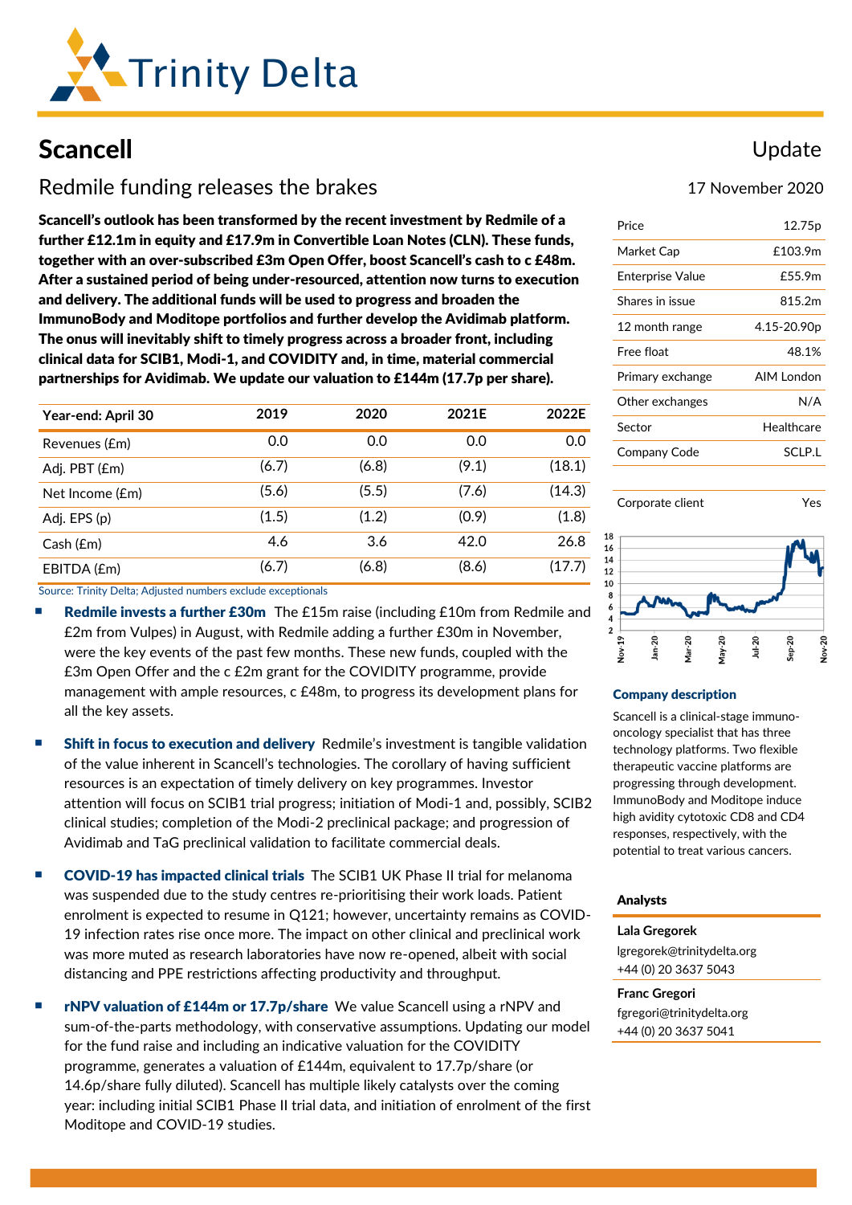# Scancell

Update

## Redmile funding releases the brakes

17 November 2020

**Scancell's outlook has been transformed by the recent investment by Redmile of a further £12.1m in equity and £17.9m in Convertible Loan Notes (CLN). These funds, together with an over-subscribed £3m Open Offer, boost Scancell's cash to c £48m. After a sustained period of being under-resourced, attention now turns to execution and delivery. The additional funds will be used to progress and broaden the ImmunoBody and Moditope portfolios and further develop the Avidimab platform. The onus will inevitably shift to timely progress across a broader front, including clinical data for SCIB1, Modi-1, and COVIDITY and, in time, material commercial partnerships for Avidimab. We update our valuation to £144m (17.7p per share).**

| Year-end: April 30 | 2019 | 2020 | 2021E | 2022E |
|---|---|---|---|---|
| Revenues (£m) | 0.0 | 0.0 | 0.0 | 0.0 |
| Adj. PBT (£m) | (6.7) | (6.8) | (9.1) | (18.1) |
| Net Income (£m) | (5.6) | (5.5) | (7.6) | (14.3) |
| Adj. EPS (p) | (1.5) | (1.2) | (0.9) | (1.8) |
| Cash (£m) | 4.6 | 3.6 | 42.0 | 26.8 |
| EBITDA (£m) | (6.7) | (6.8) | (8.6) | (17.7) |

Source: Trinity Delta; Adjusted numbers exclude exceptionals

- **Redmile invests a further £30m** The £15m raise (including £10m from Redmile and £2m from Vulpes) in August, with Redmile adding a further £30m in November, were the key events of the past few months. These new funds, coupled with the £3m Open Offer and the c £2m grant for the COVIDITY programme, provide management with ample resources, c £48m, to progress its development plans for all the key assets.

- **Shift in focus to execution and delivery** Redmile's investment is tangible validation of the value inherent in Scancell's technologies. The corollary of having sufficient resources is an expectation of timely delivery on key programmes. Investor attention will focus on SCIB1 trial progress; initiation of Modi-1 and, possibly, SCIB2 clinical studies; completion of the Modi-2 preclinical package; and progression of Avidimab and TaG preclinical validation to facilitate commercial deals.

- **COVID-19 has impacted clinical trials** The SCIB1 UK Phase II trial for melanoma was suspended due to the study centres re-prioritising their work loads. Patient enrolment is expected to resume in Q121; however, uncertainty remains as COVID-19 infection rates rise once more. The impact on other clinical and preclinical work was more muted as research laboratories have now re-opened, albeit with social distancing and PPE restrictions affecting productivity and throughput.

- **rNPV valuation of £144m or 17.7p/share** We value Scancell using a rNPV and sum-of-the-parts methodology, with conservative assumptions. Updating our model for the fund raise and including an indicative valuation for the COVIDITY programme, generates a valuation of £144m, equivalent to 17.7p/share (or 14.6p/share fully diluted). Scancell has multiple likely catalysts over the coming year: including initial SCIB1 Phase II trial data, and initiation of enrolment of the first Moditope and COVID-19 studies.

| | |
|---|---|
| Price | 12.75p |
| Market Cap | £103.9m |
| Enterprise Value | £55.9m |
| Shares in issue | 815.2m |
| 12 month range | 4.15-20.90p |
| Free float | 48.1% |
| Primary exchange | AIM London |
| Other exchanges | N/A |
| Sector | Healthcare |
| Company Code | SCLP.L |

Corporate client: Yes

### Company description

Scancell is a clinical-stage immuno-oncology specialist that has three technology platforms. Two flexible therapeutic vaccine platforms are progressing through development. ImmunoBody and Moditope induce high avidity cytotoxic CD8 and CD4 responses, respectively, with the potential to treat various cancers.

### Analysts

**Lala Gregorek**
lgregorek@trinitydelta.org
+44 (0) 20 3637 5043

**Franc Gregori**
fgregori@trinitydelta.org
+44 (0) 20 3637 5041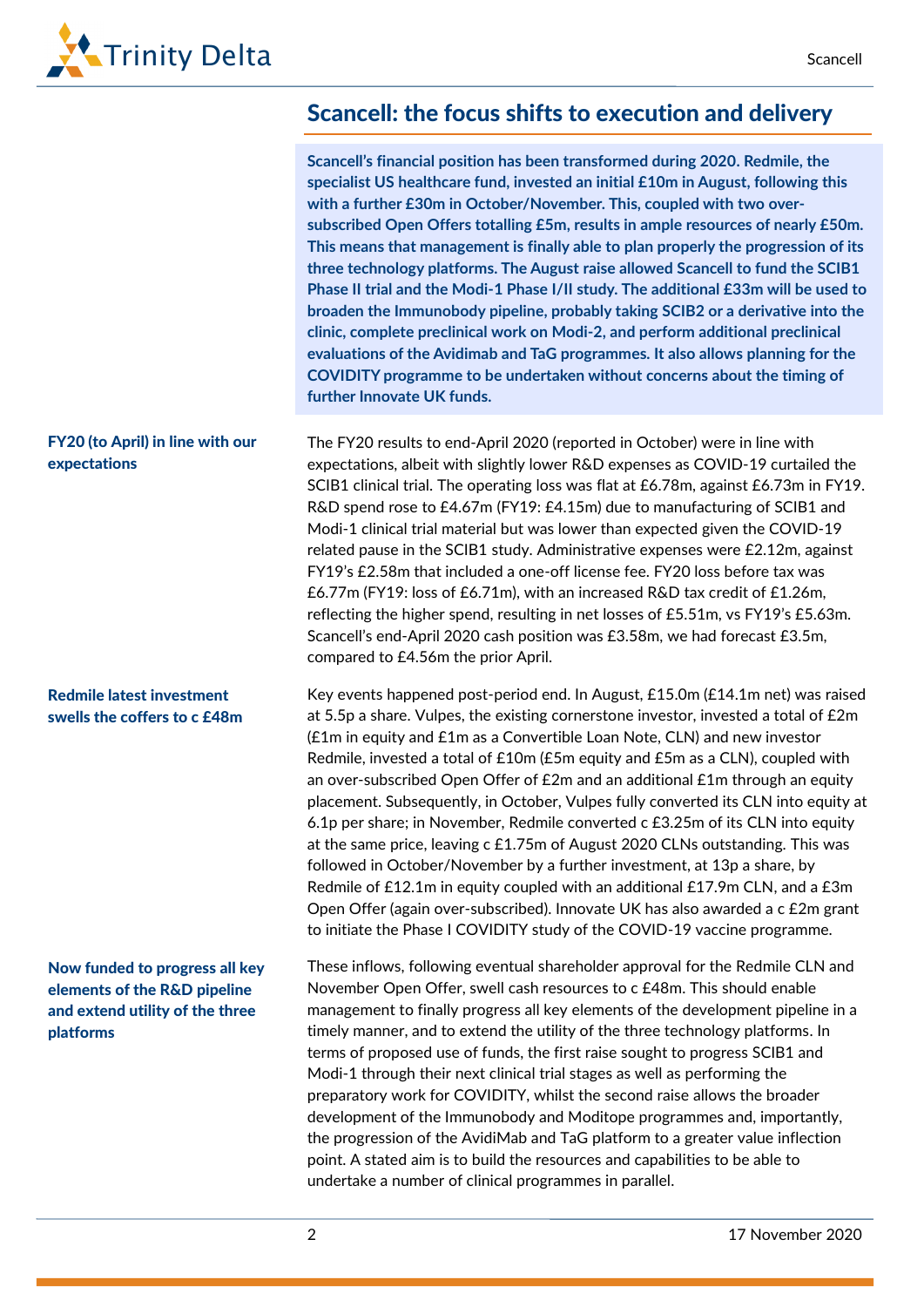## Scancell: the focus shifts to execution and delivery

**Scancell's financial position has been transformed during 2020. Redmile, the specialist US healthcare fund, invested an initial £10m in August, following this with a further £30m in October/November. This, coupled with two over-subscribed Open Offers totalling £5m, results in ample resources of nearly £50m. This means that management is finally able to plan properly the progression of its three technology platforms. The August raise allowed Scancell to fund the SCIB1 Phase II trial and the Modi-1 Phase I/II study. The additional £33m will be used to broaden the Immunobody pipeline, probably taking SCIB2 or a derivative into the clinic, complete preclinical work on Modi-2, and perform additional preclinical evaluations of the Avidimab and TaG programmes. It also allows planning for the COVIDITY programme to be undertaken without concerns about the timing of further Innovate UK funds.**

**FY20 (to April) in line with our expectations**

The FY20 results to end-April 2020 (reported in October) were in line with expectations, albeit with slightly lower R&D expenses as COVID-19 curtailed the SCIB1 clinical trial. The operating loss was flat at £6.78m, against £6.73m in FY19. R&D spend rose to £4.67m (FY19: £4.15m) due to manufacturing of SCIB1 and Modi-1 clinical trial material but was lower than expected given the COVID-19 related pause in the SCIB1 study. Administrative expenses were £2.12m, against FY19's £2.58m that included a one-off license fee. FY20 loss before tax was £6.77m (FY19: loss of £6.71m), with an increased R&D tax credit of £1.26m, reflecting the higher spend, resulting in net losses of £5.51m, vs FY19's £5.63m. Scancell's end-April 2020 cash position was £3.58m, we had forecast £3.5m, compared to £4.56m the prior April.

**Redmile latest investment swells the coffers to c £48m**

Key events happened post-period end. In August, £15.0m (£14.1m net) was raised at 5.5p a share. Vulpes, the existing cornerstone investor, invested a total of £2m (£1m in equity and £1m as a Convertible Loan Note, CLN) and new investor Redmile, invested a total of £10m (£5m equity and £5m as a CLN), coupled with an over-subscribed Open Offer of £2m and an additional £1m through an equity placement. Subsequently, in October, Vulpes fully converted its CLN into equity at 6.1p per share; in November, Redmile converted c £3.25m of its CLN into equity at the same price, leaving c £1.75m of August 2020 CLNs outstanding. This was followed in October/November by a further investment, at 13p a share, by Redmile of £12.1m in equity coupled with an additional £17.9m CLN, and a £3m Open Offer (again over-subscribed). Innovate UK has also awarded a c £2m grant to initiate the Phase I COVIDITY study of the COVID-19 vaccine programme.

**Now funded to progress all key elements of the R&D pipeline and extend utility of the three platforms**

These inflows, following eventual shareholder approval for the Redmile CLN and November Open Offer, swell cash resources to c £48m. This should enable management to finally progress all key elements of the development pipeline in a timely manner, and to extend the utility of the three technology platforms. In terms of proposed use of funds, the first raise sought to progress SCIB1 and Modi-1 through their next clinical trial stages as well as performing the preparatory work for COVIDITY, whilst the second raise allows the broader development of the Immunobody and Moditope programmes and, importantly, the progression of the AvidiMab and TaG platform to a greater value inflection point. A stated aim is to build the resources and capabilities to be able to undertake a number of clinical programmes in parallel.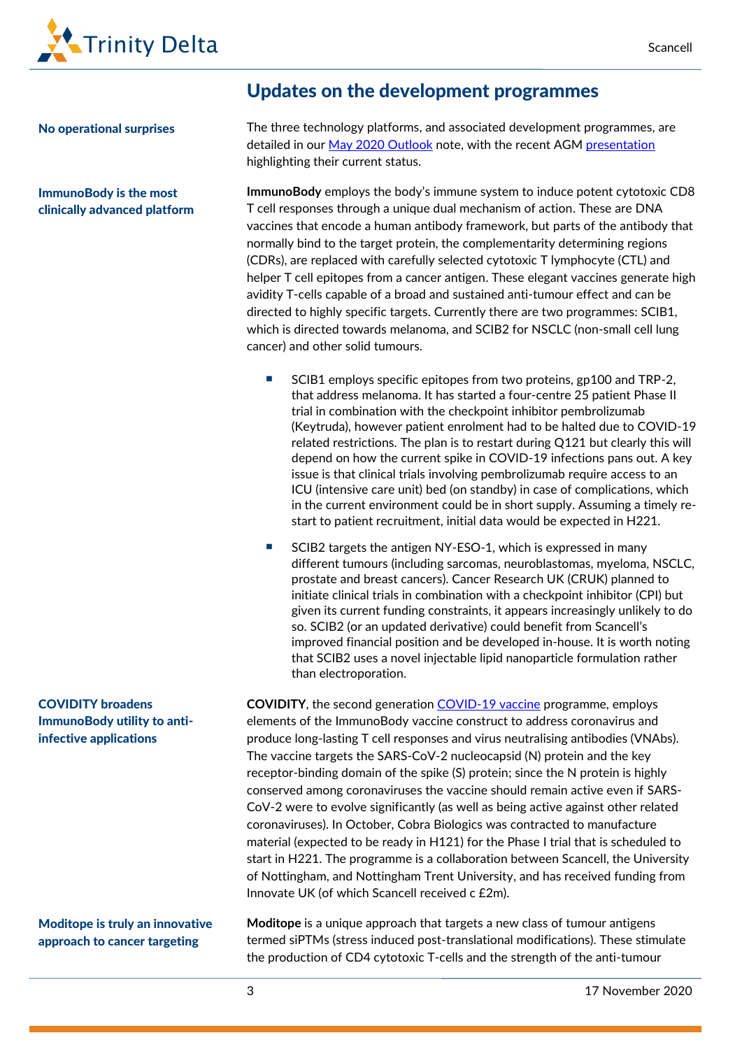## Updates on the development programmes

**No operational surprises**

The three technology platforms, and associated development programmes, are detailed in our May 2020 Outlook note, with the recent AGM presentation highlighting their current status.

**ImmunoBody is the most clinically advanced platform**

**ImmunoBody** employs the body's immune system to induce potent cytotoxic CD8 T cell responses through a unique dual mechanism of action. These are DNA vaccines that encode a human antibody framework, but parts of the antibody that normally bind to the target protein, the complementarity determining regions (CDRs), are replaced with carefully selected cytotoxic T lymphocyte (CTL) and helper T cell epitopes from a cancer antigen. These elegant vaccines generate high avidity T-cells capable of a broad and sustained anti-tumour effect and can be directed to highly specific targets. Currently there are two programmes: SCIB1, which is directed towards melanoma, and SCIB2 for NSCLC (non-small cell lung cancer) and other solid tumours.

- SCIB1 employs specific epitopes from two proteins, gp100 and TRP-2, that address melanoma. It has started a four-centre 25 patient Phase II trial in combination with the checkpoint inhibitor pembrolizumab (Keytruda), however patient enrolment had to be halted due to COVID-19 related restrictions. The plan is to restart during Q121 but clearly this will depend on how the current spike in COVID-19 infections pans out. A key issue is that clinical trials involving pembrolizumab require access to an ICU (intensive care unit) bed (on standby) in case of complications, which in the current environment could be in short supply. Assuming a timely re-start to patient recruitment, initial data would be expected in H221.
- SCIB2 targets the antigen NY-ESO-1, which is expressed in many different tumours (including sarcomas, neuroblastomas, myeloma, NSCLC, prostate and breast cancers). Cancer Research UK (CRUK) planned to initiate clinical trials in combination with a checkpoint inhibitor (CPI) but given its current funding constraints, it appears increasingly unlikely to do so. SCIB2 (or an updated derivative) could benefit from Scancell's improved financial position and be developed in-house. It is worth noting that SCIB2 uses a novel injectable lipid nanoparticle formulation rather than electroporation.

**COVIDITY broadens ImmunoBody utility to anti-infective applications**

**COVIDITY**, the second generation COVID-19 vaccine programme, employs elements of the ImmunoBody vaccine construct to address coronavirus and produce long-lasting T cell responses and virus neutralising antibodies (VNAbs). The vaccine targets the SARS-CoV-2 nucleocapsid (N) protein and the key receptor-binding domain of the spike (S) protein; since the N protein is highly conserved among coronaviruses the vaccine should remain active even if SARS-CoV-2 were to evolve significantly (as well as being active against other related coronaviruses). In October, Cobra Biologics was contracted to manufacture material (expected to be ready in H121) for the Phase I trial that is scheduled to start in H221. The programme is a collaboration between Scancell, the University of Nottingham, and Nottingham Trent University, and has received funding from Innovate UK (of which Scancell received c £2m).

**Moditope is truly an innovative approach to cancer targeting**

**Moditope** is a unique approach that targets a new class of tumour antigens termed siPTMs (stress induced post-translational modifications). These stimulate the production of CD4 cytotoxic T-cells and the strength of the anti-tumour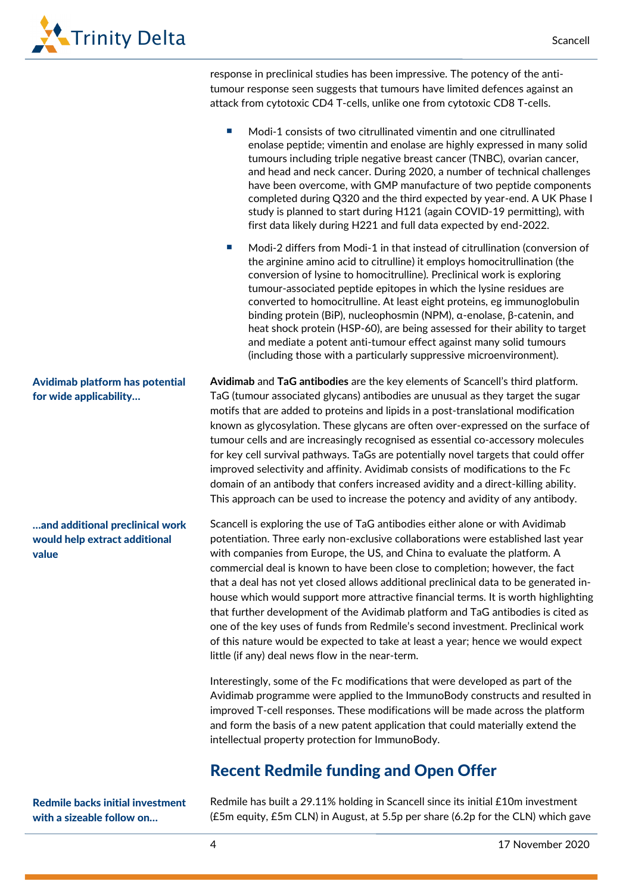response in preclinical studies has been impressive. The potency of the anti-tumour response seen suggests that tumours have limited defences against an attack from cytotoxic CD4 T-cells, unlike one from cytotoxic CD8 T-cells.

- Modi-1 consists of two citrullinated vimentin and one citrullinated enolase peptide; vimentin and enolase are highly expressed in many solid tumours including triple negative breast cancer (TNBC), ovarian cancer, and head and neck cancer. During 2020, a number of technical challenges have been overcome, with GMP manufacture of two peptide components completed during Q320 and the third expected by year-end. A UK Phase I study is planned to start during H121 (again COVID-19 permitting), with first data likely during H221 and full data expected by end-2022.
- Modi-2 differs from Modi-1 in that instead of citrullination (conversion of the arginine amino acid to citrulline) it employs homocitrullination (the conversion of lysine to homocitrulline). Preclinical work is exploring tumour-associated peptide epitopes in which the lysine residues are converted to homocitrulline. At least eight proteins, eg immunoglobulin binding protein (BiP), nucleophosmin (NPM), α-enolase, β-catenin, and heat shock protein (HSP-60), are being assessed for their ability to target and mediate a potent anti-tumour effect against many solid tumours (including those with a particularly suppressive microenvironment).

**Avidimab platform has potential for wide applicability…**

**Avidimab** and **TaG antibodies** are the key elements of Scancell's third platform. TaG (tumour associated glycans) antibodies are unusual as they target the sugar motifs that are added to proteins and lipids in a post-translational modification known as glycosylation. These glycans are often over-expressed on the surface of tumour cells and are increasingly recognised as essential co-accessory molecules for key cell survival pathways. TaGs are potentially novel targets that could offer improved selectivity and affinity. Avidimab consists of modifications to the Fc domain of an antibody that confers increased avidity and a direct-killing ability. This approach can be used to increase the potency and avidity of any antibody.

**…and additional preclinical work would help extract additional value**

Scancell is exploring the use of TaG antibodies either alone or with Avidimab potentiation. Three early non-exclusive collaborations were established last year with companies from Europe, the US, and China to evaluate the platform. A commercial deal is known to have been close to completion; however, the fact that a deal has not yet closed allows additional preclinical data to be generated in-house which would support more attractive financial terms. It is worth highlighting that further development of the Avidimab platform and TaG antibodies is cited as one of the key uses of funds from Redmile's second investment. Preclinical work of this nature would be expected to take at least a year; hence we would expect little (if any) deal news flow in the near-term.

Interestingly, some of the Fc modifications that were developed as part of the Avidimab programme were applied to the ImmunoBody constructs and resulted in improved T-cell responses. These modifications will be made across the platform and form the basis of a new patent application that could materially extend the intellectual property protection for ImmunoBody.

## Recent Redmile funding and Open Offer

**Redmile backs initial investment with a sizeable follow on…**

Redmile has built a 29.11% holding in Scancell since its initial £10m investment (£5m equity, £5m CLN) in August, at 5.5p per share (6.2p for the CLN) which gave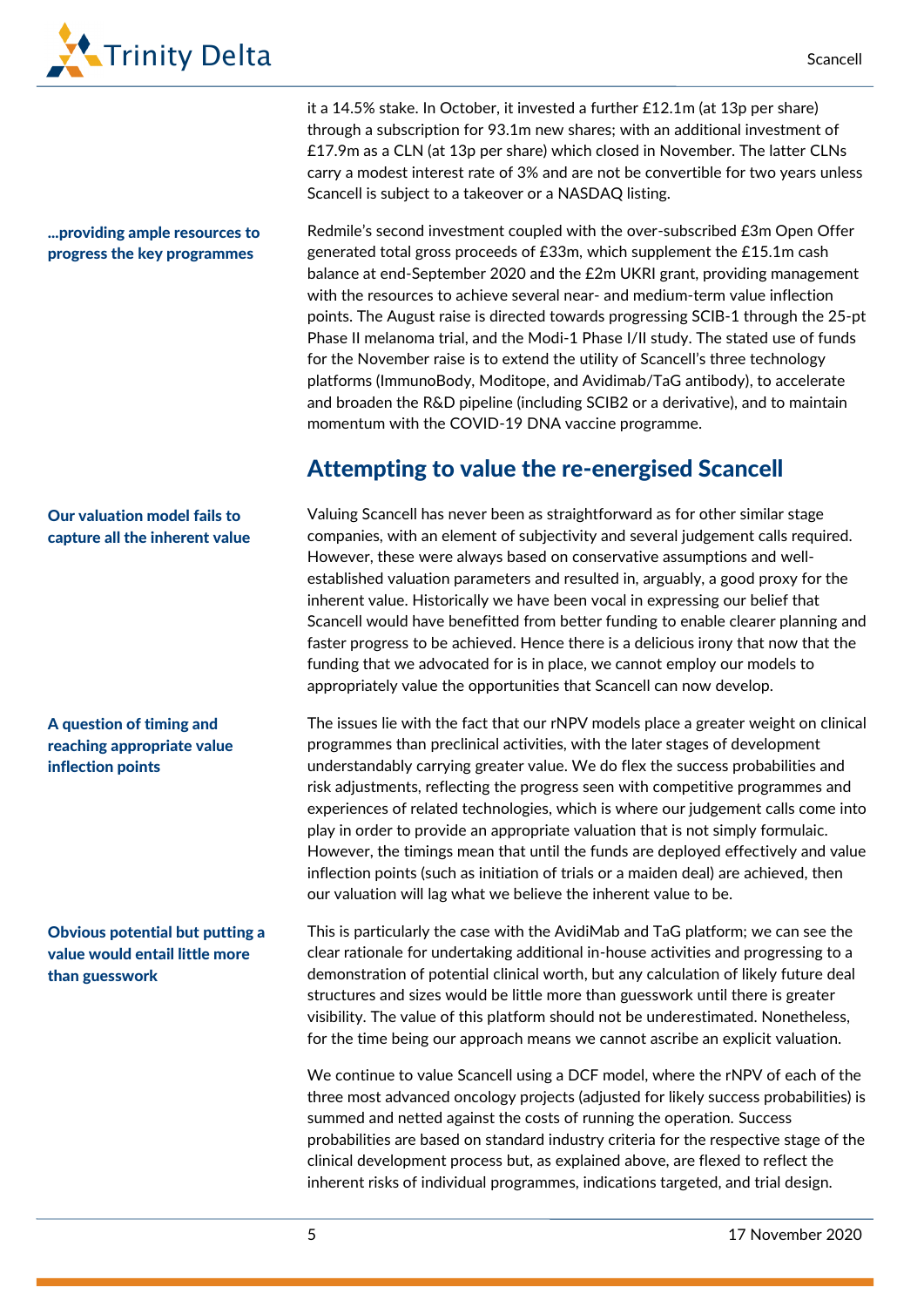it a 14.5% stake. In October, it invested a further £12.1m (at 13p per share) through a subscription for 93.1m new shares; with an additional investment of £17.9m as a CLN (at 13p per share) which closed in November. The latter CLNs carry a modest interest rate of 3% and are not be convertible for two years unless Scancell is subject to a takeover or a NASDAQ listing.

**...providing ample resources to progress the key programmes**

Redmile's second investment coupled with the over-subscribed £3m Open Offer generated total gross proceeds of £33m, which supplement the £15.1m cash balance at end-September 2020 and the £2m UKRI grant, providing management with the resources to achieve several near- and medium-term value inflection points. The August raise is directed towards progressing SCIB-1 through the 25-pt Phase II melanoma trial, and the Modi-1 Phase I/II study. The stated use of funds for the November raise is to extend the utility of Scancell's three technology platforms (ImmunoBody, Moditope, and Avidimab/TaG antibody), to accelerate and broaden the R&D pipeline (including SCIB2 or a derivative), and to maintain momentum with the COVID-19 DNA vaccine programme.

## Attempting to value the re-energised Scancell

**Our valuation model fails to capture all the inherent value**

Valuing Scancell has never been as straightforward as for other similar stage companies, with an element of subjectivity and several judgement calls required. However, these were always based on conservative assumptions and well-established valuation parameters and resulted in, arguably, a good proxy for the inherent value. Historically we have been vocal in expressing our belief that Scancell would have benefitted from better funding to enable clearer planning and faster progress to be achieved. Hence there is a delicious irony that now that the funding that we advocated for is in place, we cannot employ our models to appropriately value the opportunities that Scancell can now develop.

**A question of timing and reaching appropriate value inflection points**

The issues lie with the fact that our rNPV models place a greater weight on clinical programmes than preclinical activities, with the later stages of development understandably carrying greater value. We do flex the success probabilities and risk adjustments, reflecting the progress seen with competitive programmes and experiences of related technologies, which is where our judgement calls come into play in order to provide an appropriate valuation that is not simply formulaic. However, the timings mean that until the funds are deployed effectively and value inflection points (such as initiation of trials or a maiden deal) are achieved, then our valuation will lag what we believe the inherent value to be.

**Obvious potential but putting a value would entail little more than guesswork**

This is particularly the case with the AvidiMab and TaG platform; we can see the clear rationale for undertaking additional in-house activities and progressing to a demonstration of potential clinical worth, but any calculation of likely future deal structures and sizes would be little more than guesswork until there is greater visibility. The value of this platform should not be underestimated. Nonetheless, for the time being our approach means we cannot ascribe an explicit valuation.

We continue to value Scancell using a DCF model, where the rNPV of each of the three most advanced oncology projects (adjusted for likely success probabilities) is summed and netted against the costs of running the operation. Success probabilities are based on standard industry criteria for the respective stage of the clinical development process but, as explained above, are flexed to reflect the inherent risks of individual programmes, indications targeted, and trial design.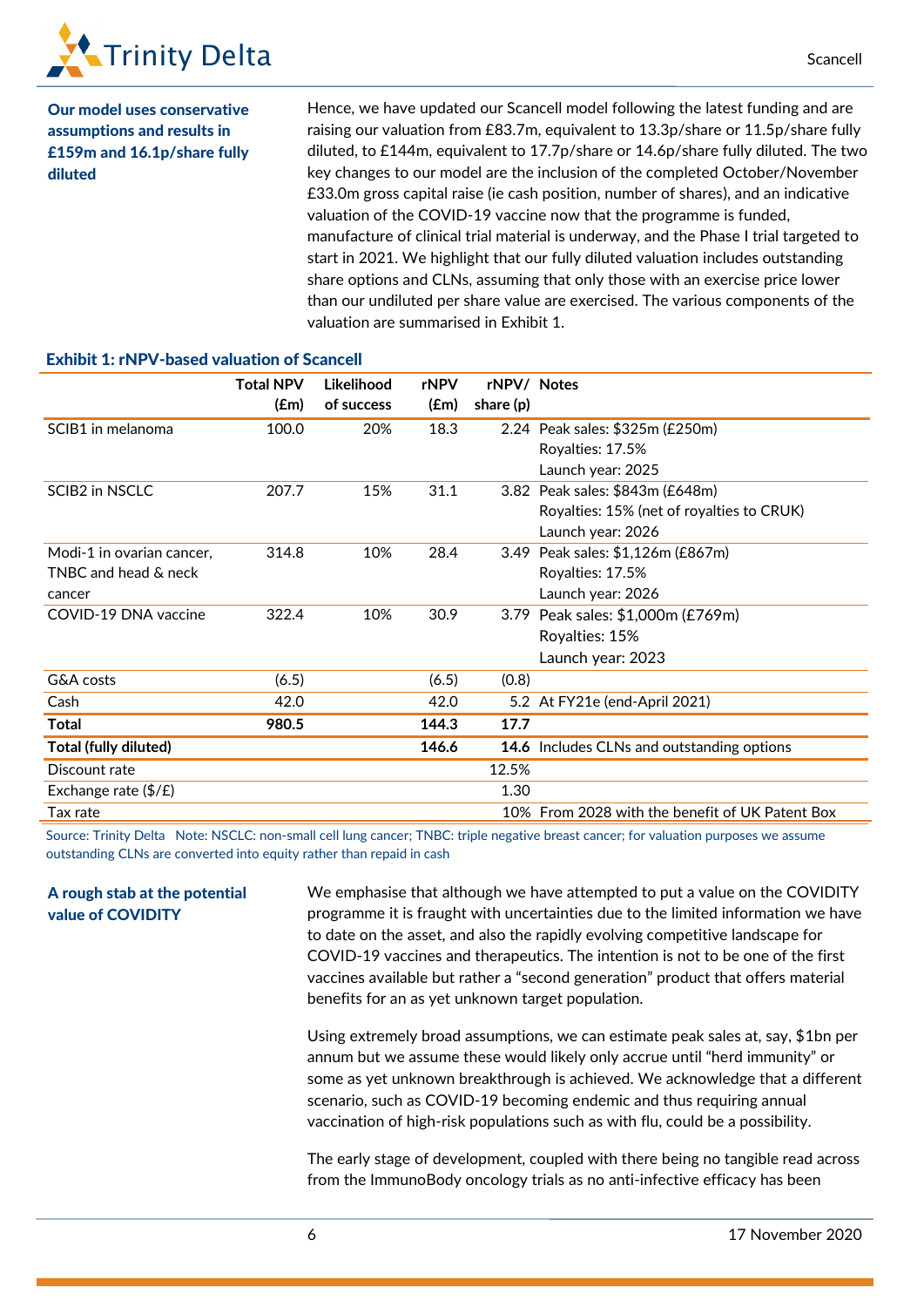**Our model uses conservative assumptions and results in £159m and 16.1p/share fully diluted**

Hence, we have updated our Scancell model following the latest funding and are raising our valuation from £83.7m, equivalent to 13.3p/share or 11.5p/share fully diluted, to £144m, equivalent to 17.7p/share or 14.6p/share fully diluted. The two key changes to our model are the inclusion of the completed October/November £33.0m gross capital raise (ie cash position, number of shares), and an indicative valuation of the COVID-19 vaccine now that the programme is funded, manufacture of clinical trial material is underway, and the Phase I trial targeted to start in 2021. We highlight that our fully diluted valuation includes outstanding share options and CLNs, assuming that only those with an exercise price lower than our undiluted per share value are exercised. The various components of the valuation are summarised in Exhibit 1.

**Exhibit 1: rNPV-based valuation of Scancell**

| | Total NPV (£m) | Likelihood of success | rNPV (£m) | rNPV/ share (p) | Notes |
|---|---|---|---|---|---|
| SCIB1 in melanoma | 100.0 | 20% | 18.3 | 2.24 | Peak sales: $325m (£250m)<br>Royalties: 17.5%<br>Launch year: 2025 |
| SCIB2 in NSCLC | 207.7 | 15% | 31.1 | 3.82 | Peak sales: $843m (£648m)<br>Royalties: 15% (net of royalties to CRUK)<br>Launch year: 2026 |
| Modi-1 in ovarian cancer, TNBC and head & neck cancer | 314.8 | 10% | 28.4 | 3.49 | Peak sales: $1,126m (£867m)<br>Royalties: 17.5%<br>Launch year: 2026 |
| COVID-19 DNA vaccine | 322.4 | 10% | 30.9 | 3.79 | Peak sales: $1,000m (£769m)<br>Royalties: 15%<br>Launch year: 2023 |
| G&A costs | (6.5) | | (6.5) | (0.8) | |
| Cash | 42.0 | | 42.0 | 5.2 | At FY21e (end-April 2021) |
| **Total** | **980.5** | | **144.3** | **17.7** | |
| **Total (fully diluted)** | | | **146.6** | **14.6** | Includes CLNs and outstanding options |
| Discount rate | | | | 12.5% | |
| Exchange rate ($/£) | | | | 1.30 | |
| Tax rate | | | | 10% | From 2028 with the benefit of UK Patent Box |

Source: Trinity Delta Note: NSCLC: non-small cell lung cancer; TNBC: triple negative breast cancer; for valuation purposes we assume outstanding CLNs are converted into equity rather than repaid in cash

**A rough stab at the potential value of COVIDITY**

We emphasise that although we have attempted to put a value on the COVIDITY programme it is fraught with uncertainties due to the limited information we have to date on the asset, and also the rapidly evolving competitive landscape for COVID-19 vaccines and therapeutics. The intention is not to be one of the first vaccines available but rather a "second generation" product that offers material benefits for an as yet unknown target population.

Using extremely broad assumptions, we can estimate peak sales at, say, $1bn per annum but we assume these would likely only accrue until "herd immunity" or some as yet unknown breakthrough is achieved. We acknowledge that a different scenario, such as COVID-19 becoming endemic and thus requiring annual vaccination of high-risk populations such as with flu, could be a possibility.

The early stage of development, coupled with there being no tangible read across from the ImmunoBody oncology trials as no anti-infective efficacy has been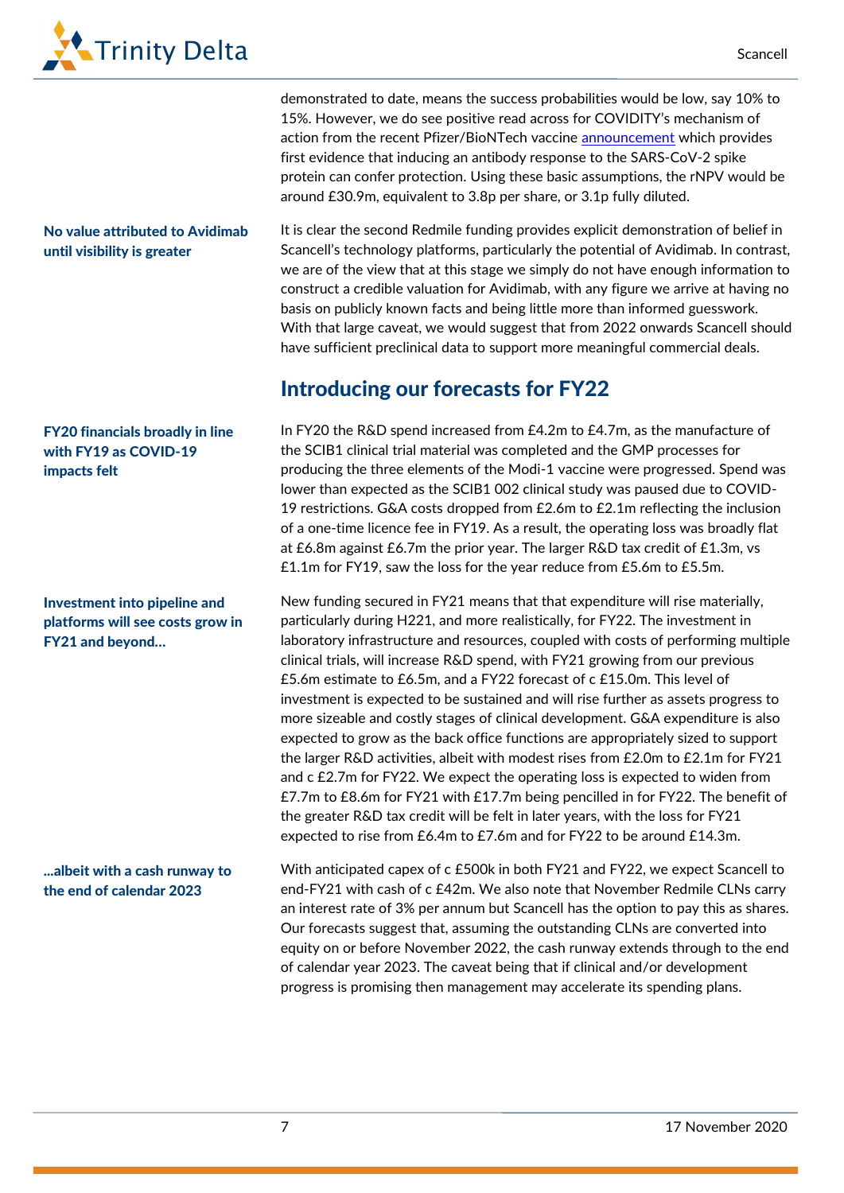demonstrated to date, means the success probabilities would be low, say 10% to 15%. However, we do see positive read across for COVIDITY's mechanism of action from the recent Pfizer/BioNTech vaccine announcement which provides first evidence that inducing an antibody response to the SARS-CoV-2 spike protein can confer protection. Using these basic assumptions, the rNPV would be around £30.9m, equivalent to 3.8p per share, or 3.1p fully diluted.

**No value attributed to Avidimab until visibility is greater**

It is clear the second Redmile funding provides explicit demonstration of belief in Scancell's technology platforms, particularly the potential of Avidimab. In contrast, we are of the view that at this stage we simply do not have enough information to construct a credible valuation for Avidimab, with any figure we arrive at having no basis on publicly known facts and being little more than informed guesswork. With that large caveat, we would suggest that from 2022 onwards Scancell should have sufficient preclinical data to support more meaningful commercial deals.

## Introducing our forecasts for FY22

**FY20 financials broadly in line with FY19 as COVID-19 impacts felt**

In FY20 the R&D spend increased from £4.2m to £4.7m, as the manufacture of the SCIB1 clinical trial material was completed and the GMP processes for producing the three elements of the Modi-1 vaccine were progressed. Spend was lower than expected as the SCIB1 002 clinical study was paused due to COVID-19 restrictions. G&A costs dropped from £2.6m to £2.1m reflecting the inclusion of a one-time licence fee in FY19. As a result, the operating loss was broadly flat at £6.8m against £6.7m the prior year. The larger R&D tax credit of £1.3m, vs £1.1m for FY19, saw the loss for the year reduce from £5.6m to £5.5m.

**Investment into pipeline and platforms will see costs grow in FY21 and beyond…**

New funding secured in FY21 means that that expenditure will rise materially, particularly during H221, and more realistically, for FY22. The investment in laboratory infrastructure and resources, coupled with costs of performing multiple clinical trials, will increase R&D spend, with FY21 growing from our previous £5.6m estimate to £6.5m, and a FY22 forecast of c £15.0m. This level of investment is expected to be sustained and will rise further as assets progress to more sizeable and costly stages of clinical development. G&A expenditure is also expected to grow as the back office functions are appropriately sized to support the larger R&D activities, albeit with modest rises from £2.0m to £2.1m for FY21 and c £2.7m for FY22. We expect the operating loss is expected to widen from £7.7m to £8.6m for FY21 with £17.7m being pencilled in for FY22. The benefit of the greater R&D tax credit will be felt in later years, with the loss for FY21 expected to rise from £6.4m to £7.6m and for FY22 to be around £14.3m.

**…albeit with a cash runway to the end of calendar 2023**

With anticipated capex of c £500k in both FY21 and FY22, we expect Scancell to end-FY21 with cash of c £42m. We also note that November Redmile CLNs carry an interest rate of 3% per annum but Scancell has the option to pay this as shares. Our forecasts suggest that, assuming the outstanding CLNs are converted into equity on or before November 2022, the cash runway extends through to the end of calendar year 2023. The caveat being that if clinical and/or development progress is promising then management may accelerate its spending plans.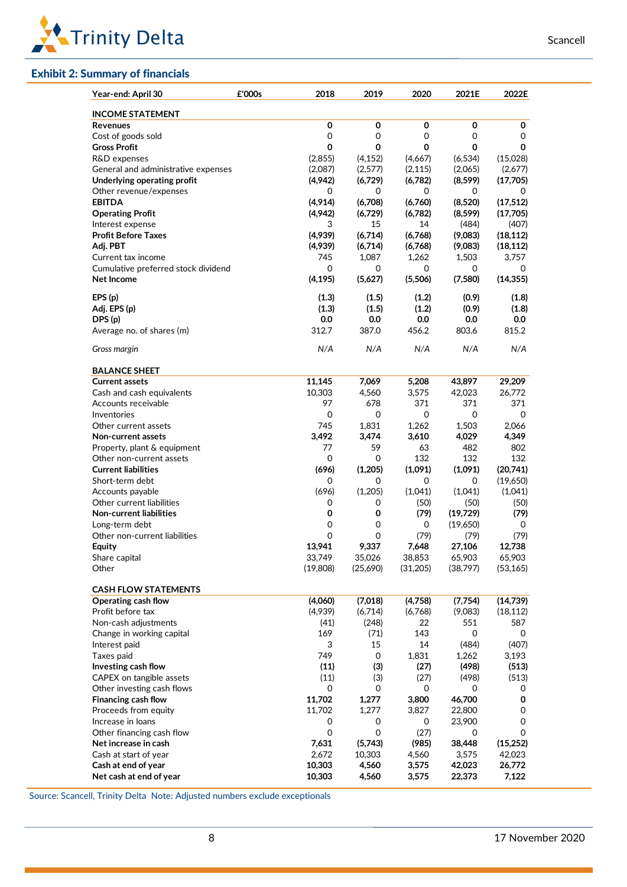## Exhibit 2: Summary of financials

| Year-end: April 30 | £'000s | 2018 | 2019 | 2020 | 2021E | 2022E |
|---|---|---|---|---|---|---|
| **INCOME STATEMENT** | | | | | | |
| **Revenues** | | **0** | **0** | **0** | **0** | **0** |
| Cost of goods sold | | 0 | 0 | 0 | 0 | 0 |
| **Gross Profit** | | **0** | **0** | **0** | **0** | **0** |
| R&D expenses | | (2,855) | (4,152) | (4,667) | (6,534) | (15,028) |
| General and administrative expenses | | (2,087) | (2,577) | (2,115) | (2,065) | (2,677) |
| **Underlying operating profit** | | **(4,942)** | **(6,729)** | **(6,782)** | **(8,599)** | **(17,705)** |
| Other revenue/expenses | | 0 | 0 | 0 | 0 | 0 |
| **EBITDA** | | **(4,914)** | **(6,708)** | **(6,760)** | **(8,520)** | **(17,512)** |
| **Operating Profit** | | **(4,942)** | **(6,729)** | **(6,782)** | **(8,599)** | **(17,705)** |
| Interest expense | | 3 | 15 | 14 | (484) | (407) |
| **Profit Before Taxes** | | **(4,939)** | **(6,714)** | **(6,768)** | **(9,083)** | **(18,112)** |
| **Adj. PBT** | | **(4,939)** | **(6,714)** | **(6,768)** | **(9,083)** | **(18,112)** |
| Current tax income | | 745 | 1,087 | 1,262 | 1,503 | 3,757 |
| Cumulative preferred stock dividend | | 0 | 0 | 0 | 0 | 0 |
| **Net Income** | | **(4,195)** | **(5,627)** | **(5,506)** | **(7,580)** | **(14,355)** |
| | | | | | | |
| **EPS (p)** | | **(1.3)** | **(1.5)** | **(1.2)** | **(0.9)** | **(1.8)** |
| **Adj. EPS (p)** | | **(1.3)** | **(1.5)** | **(1.2)** | **(0.9)** | **(1.8)** |
| **DPS (p)** | | **0.0** | **0.0** | **0.0** | **0.0** | **0.0** |
| Average no. of shares (m) | | 312.7 | 387.0 | 456.2 | 803.6 | 815.2 |
| | | | | | | |
| *Gross margin* | | *N/A* | *N/A* | *N/A* | *N/A* | *N/A* |
| | | | | | | |
| **BALANCE SHEET** | | | | | | |
| **Current assets** | | **11,145** | **7,069** | **5,208** | **43,897** | **29,209** |
| Cash and cash equivalents | | 10,303 | 4,560 | 3,575 | 42,023 | 26,772 |
| Accounts receivable | | 97 | 678 | 371 | 371 | 371 |
| Inventories | | 0 | 0 | 0 | 0 | 0 |
| Other current assets | | 745 | 1,831 | 1,262 | 1,503 | 2,066 |
| **Non-current assets** | | **3,492** | **3,474** | **3,610** | **4,029** | **4,349** |
| Property, plant & equipment | | 77 | 59 | 63 | 482 | 802 |
| Other non-current assets | | 0 | 0 | 132 | 132 | 132 |
| **Current liabilities** | | **(696)** | **(1,205)** | **(1,091)** | **(1,091)** | **(20,741)** |
| Short-term debt | | 0 | 0 | 0 | 0 | (19,650) |
| Accounts payable | | (696) | (1,205) | (1,041) | (1,041) | (1,041) |
| Other current liabilities | | 0 | 0 | (50) | (50) | (50) |
| **Non-current liabilities** | | **0** | **0** | **(79)** | **(19,729)** | **(79)** |
| Long-term debt | | 0 | 0 | 0 | (19,650) | 0 |
| Other non-current liabilities | | 0 | 0 | (79) | (79) | (79) |
| **Equity** | | **13,941** | **9,337** | **7,648** | **27,106** | **12,738** |
| Share capital | | 33,749 | 35,026 | 38,853 | 65,903 | 65,903 |
| Other | | (19,808) | (25,690) | (31,205) | (38,797) | (53,165) |
| | | | | | | |
| **CASH FLOW STATEMENTS** | | | | | | |
| **Operating cash flow** | | **(4,060)** | **(7,018)** | **(4,758)** | **(7,754)** | **(14,739)** |
| Profit before tax | | (4,939) | (6,714) | (6,768) | (9,083) | (18,112) |
| Non-cash adjustments | | (41) | (248) | 22 | 551 | 587 |
| Change in working capital | | 169 | (71) | 143 | 0 | 0 |
| Interest paid | | 3 | 15 | 14 | (484) | (407) |
| Taxes paid | | 749 | 0 | 1,831 | 1,262 | 3,193 |
| **Investing cash flow** | | **(11)** | **(3)** | **(27)** | **(498)** | **(513)** |
| CAPEX on tangible assets | | (11) | (3) | (27) | (498) | (513) |
| Other investing cash flows | | 0 | 0 | 0 | 0 | 0 |
| **Financing cash flow** | | **11,702** | **1,277** | **3,800** | **46,700** | **0** |
| Proceeds from equity | | 11,702 | 1,277 | 3,827 | 22,800 | 0 |
| Increase in loans | | 0 | 0 | 0 | 23,900 | 0 |
| Other financing cash flow | | 0 | 0 | (27) | 0 | 0 |
| **Net increase in cash** | | **7,631** | **(5,743)** | **(985)** | **38,448** | **(15,252)** |
| Cash at start of year | | 2,672 | 10,303 | 4,560 | 3,575 | 42,023 |
| **Cash at end of year** | | **10,303** | **4,560** | **3,575** | **42,023** | **26,772** |
| **Net cash at end of year** | | **10,303** | **4,560** | **3,575** | **22,373** | **7,122** |

Source: Scancell, Trinity Delta Note: Adjusted numbers exclude exceptionals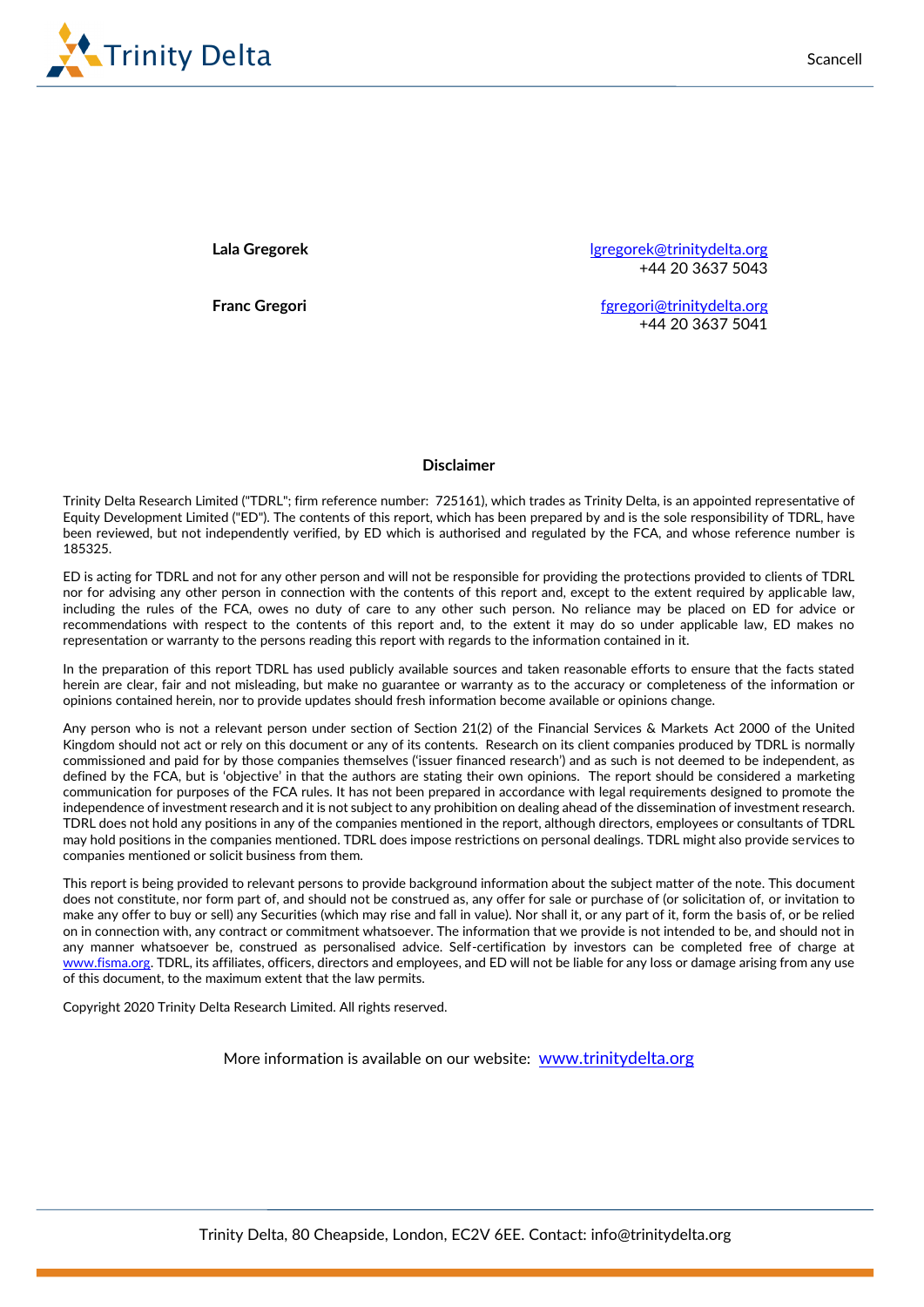**Lala Gregorek** lgregorek@trinitydelta.org
+44 20 3637 5043

**Franc Gregori** fgregori@trinitydelta.org
+44 20 3637 5041

## Disclaimer

Trinity Delta Research Limited ("TDRL"; firm reference number: 725161), which trades as Trinity Delta, is an appointed representative of Equity Development Limited ("ED"). The contents of this report, which has been prepared by and is the sole responsibility of TDRL, have been reviewed, but not independently verified, by ED which is authorised and regulated by the FCA, and whose reference number is 185325.

ED is acting for TDRL and not for any other person and will not be responsible for providing the protections provided to clients of TDRL nor for advising any other person in connection with the contents of this report and, except to the extent required by applicable law, including the rules of the FCA, owes no duty of care to any other such person. No reliance may be placed on ED for advice or recommendations with respect to the contents of this report and, to the extent it may do so under applicable law, ED makes no representation or warranty to the persons reading this report with regards to the information contained in it.

In the preparation of this report TDRL has used publicly available sources and taken reasonable efforts to ensure that the facts stated herein are clear, fair and not misleading, but make no guarantee or warranty as to the accuracy or completeness of the information or opinions contained herein, nor to provide updates should fresh information become available or opinions change.

Any person who is not a relevant person under section of Section 21(2) of the Financial Services & Markets Act 2000 of the United Kingdom should not act or rely on this document or any of its contents. Research on its client companies produced by TDRL is normally commissioned and paid for by those companies themselves ('issuer financed research') and as such is not deemed to be independent, as defined by the FCA, but is 'objective' in that the authors are stating their own opinions. The report should be considered a marketing communication for purposes of the FCA rules. It has not been prepared in accordance with legal requirements designed to promote the independence of investment research and it is not subject to any prohibition on dealing ahead of the dissemination of investment research. TDRL does not hold any positions in any of the companies mentioned in the report, although directors, employees or consultants of TDRL may hold positions in the companies mentioned. TDRL does impose restrictions on personal dealings. TDRL might also provide services to companies mentioned or solicit business from them.

This report is being provided to relevant persons to provide background information about the subject matter of the note. This document does not constitute, nor form part of, and should not be construed as, any offer for sale or purchase of (or solicitation of, or invitation to make any offer to buy or sell) any Securities (which may rise and fall in value). Nor shall it, or any part of it, form the basis of, or be relied on in connection with, any contract or commitment whatsoever. The information that we provide is not intended to be, and should not in any manner whatsoever be, construed as personalised advice. Self-certification by investors can be completed free of charge at www.fisma.org. TDRL, its affiliates, officers, directors and employees, and ED will not be liable for any loss or damage arising from any use of this document, to the maximum extent that the law permits.

Copyright 2020 Trinity Delta Research Limited. All rights reserved.

More information is available on our website: www.trinitydelta.org

Trinity Delta, 80 Cheapside, London, EC2V 6EE. Contact: info@trinitydelta.org